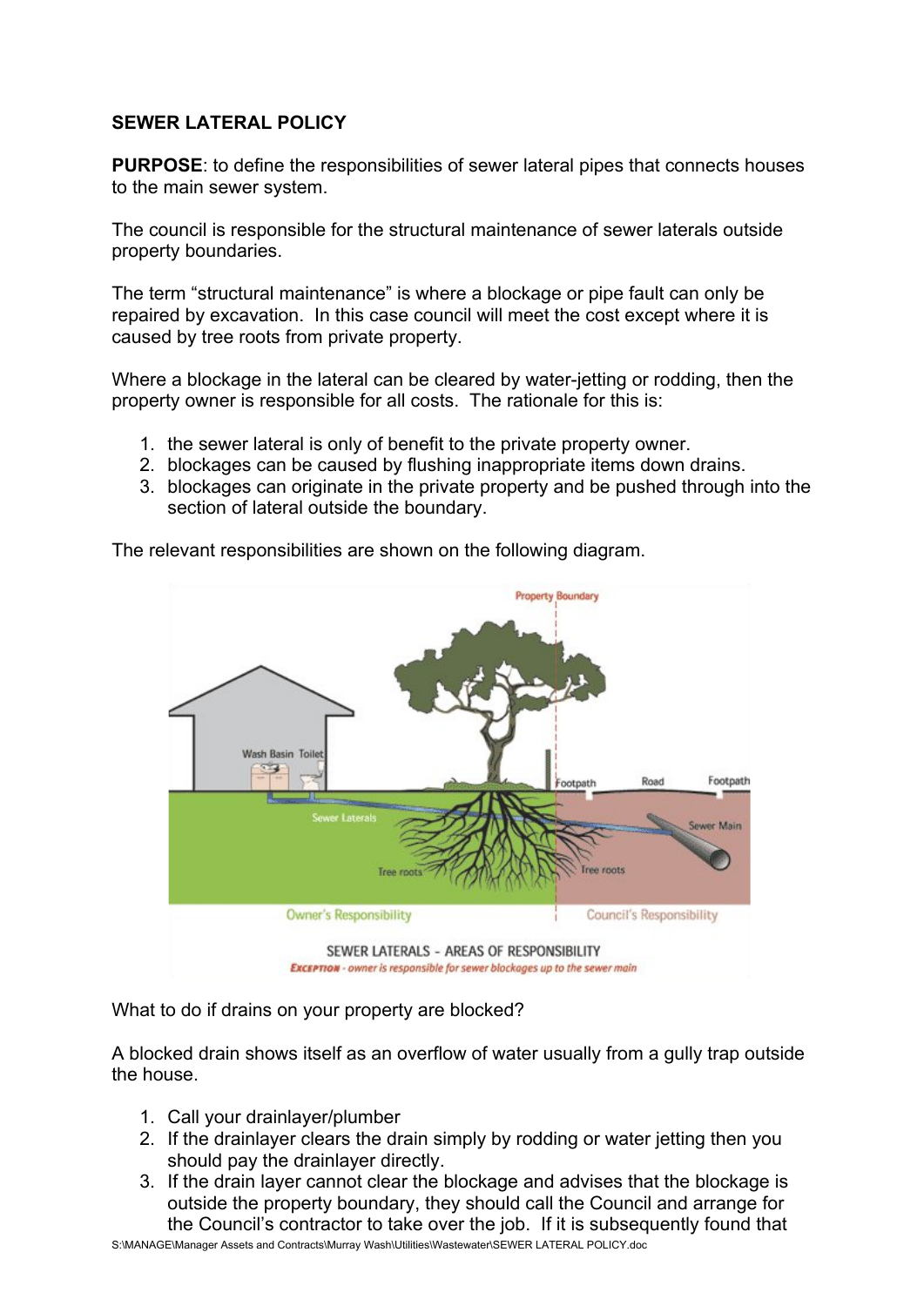**SEWER LATERAL POLICY**

**PURPOSE**: to define the responsibilities of sewer lateral pipes that connects houses to the main sewer system.

The council is responsible for the structural maintenance of sewer laterals outside property boundaries.

The term “structural maintenance” is where a blockage or pipe fault can only be repaired by excavation. In this case council will meet the cost except where it is caused by tree roots from private property.

Where a blockage in the lateral can be cleared by water-jetting or rodding, then the property owner is responsible for all costs. The rationale for this is:

1. the sewer lateral is only of benefit to the private property owner.
2. blockages can be caused by flushing inappropriate items down drains.
3. blockages can originate in the private property and be pushed through into the section of lateral outside the boundary.

The relevant responsibilities are shown on the following diagram.

SEWER LATERALS - AREAS OF RESPONSIBILITY

*EXCEPTION - owner is responsible for sewer blockages up to the sewer main*

What to do if drains on your property are blocked?

A blocked drain shows itself as an overflow of water usually from a gully trap outside the house.

1. Call your drainlayer/plumber
2. If the drainlayer clears the drain simply by rodding or water jetting then you should pay the drainlayer directly.
3. If the drain layer cannot clear the blockage and advises that the blockage is outside the property boundary, they should call the Council and arrange for the Council’s contractor to take over the job. If it is subsequently found that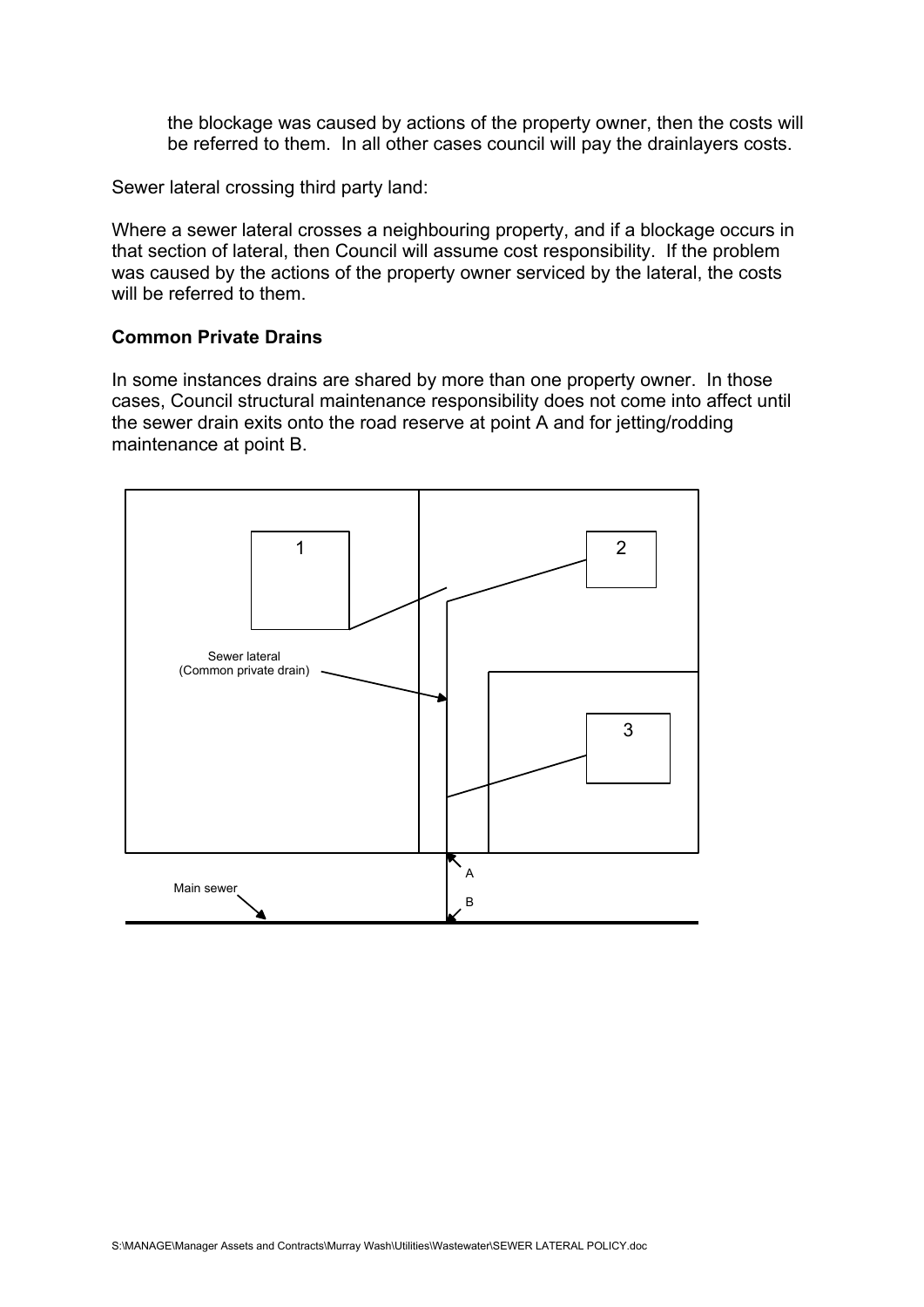the blockage was caused by actions of the property owner, then the costs will be referred to them. In all other cases council will pay the drainlayers costs.

Sewer lateral crossing third party land:

Where a sewer lateral crosses a neighbouring property, and if a blockage occurs in that section of lateral, then Council will assume cost responsibility. If the problem was caused by the actions of the property owner serviced by the lateral, the costs will be referred to them.

**Common Private Drains**

In some instances drains are shared by more than one property owner. In those cases, Council structural maintenance responsibility does not come into affect until the sewer drain exits onto the road reserve at point A and for jetting/rodding maintenance at point B.

1

2

3

Sewer lateral
(Common private drain)

A

B

Main sewer